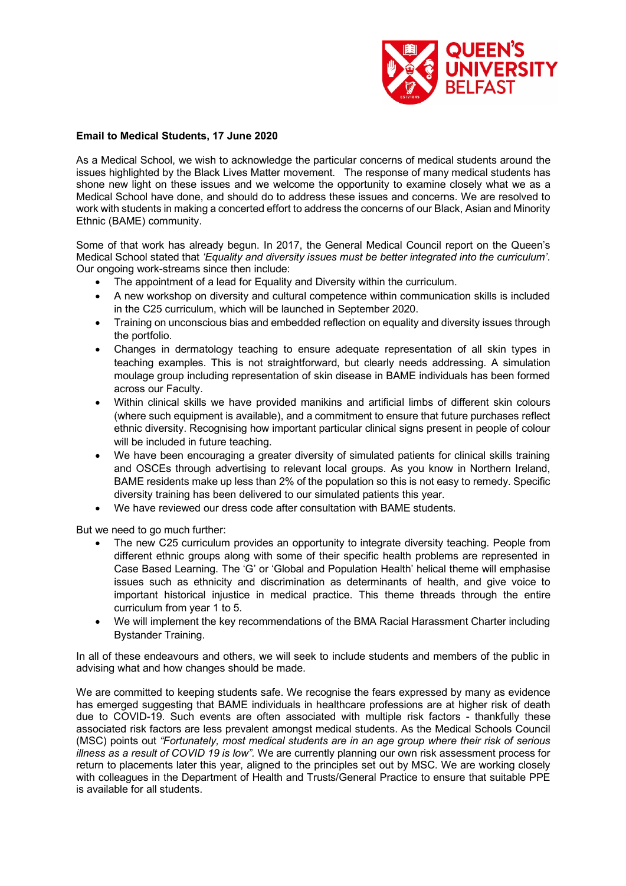**Email to Medical Students, 17 June 2020**

As a Medical School, we wish to acknowledge the particular concerns of medical students around the issues highlighted by the Black Lives Matter movement. The response of many medical students has shone new light on these issues and we welcome the opportunity to examine closely what we as a Medical School have done, and should do to address these issues and concerns. We are resolved to work with students in making a concerted effort to address the concerns of our Black, Asian and Minority Ethnic (BAME) community.

Some of that work has already begun. In 2017, the General Medical Council report on the Queen's Medical School stated that *'Equality and diversity issues must be better integrated into the curriculum'*. Our ongoing work-streams since then include:

- The appointment of a lead for Equality and Diversity within the curriculum.
- A new workshop on diversity and cultural competence within communication skills is included in the C25 curriculum, which will be launched in September 2020.
- Training on unconscious bias and embedded reflection on equality and diversity issues through the portfolio.
- Changes in dermatology teaching to ensure adequate representation of all skin types in teaching examples. This is not straightforward, but clearly needs addressing. A simulation moulage group including representation of skin disease in BAME individuals has been formed across our Faculty.
- Within clinical skills we have provided manikins and artificial limbs of different skin colours (where such equipment is available), and a commitment to ensure that future purchases reflect ethnic diversity. Recognising how important particular clinical signs present in people of colour will be included in future teaching.
- We have been encouraging a greater diversity of simulated patients for clinical skills training and OSCEs through advertising to relevant local groups. As you know in Northern Ireland, BAME residents make up less than 2% of the population so this is not easy to remedy. Specific diversity training has been delivered to our simulated patients this year.
- We have reviewed our dress code after consultation with BAME students.

But we need to go much further:

- The new C25 curriculum provides an opportunity to integrate diversity teaching. People from different ethnic groups along with some of their specific health problems are represented in Case Based Learning. The 'G' or 'Global and Population Health' helical theme will emphasise issues such as ethnicity and discrimination as determinants of health, and give voice to important historical injustice in medical practice. This theme threads through the entire curriculum from year 1 to 5.
- We will implement the key recommendations of the BMA Racial Harassment Charter including Bystander Training.

In all of these endeavours and others, we will seek to include students and members of the public in advising what and how changes should be made.

We are committed to keeping students safe. We recognise the fears expressed by many as evidence has emerged suggesting that BAME individuals in healthcare professions are at higher risk of death due to COVID-19. Such events are often associated with multiple risk factors - thankfully these associated risk factors are less prevalent amongst medical students. As the Medical Schools Council (MSC) points out *"Fortunately, most medical students are in an age group where their risk of serious illness as a result of COVID 19 is low"*. We are currently planning our own risk assessment process for return to placements later this year, aligned to the principles set out by MSC. We are working closely with colleagues in the Department of Health and Trusts/General Practice to ensure that suitable PPE is available for all students.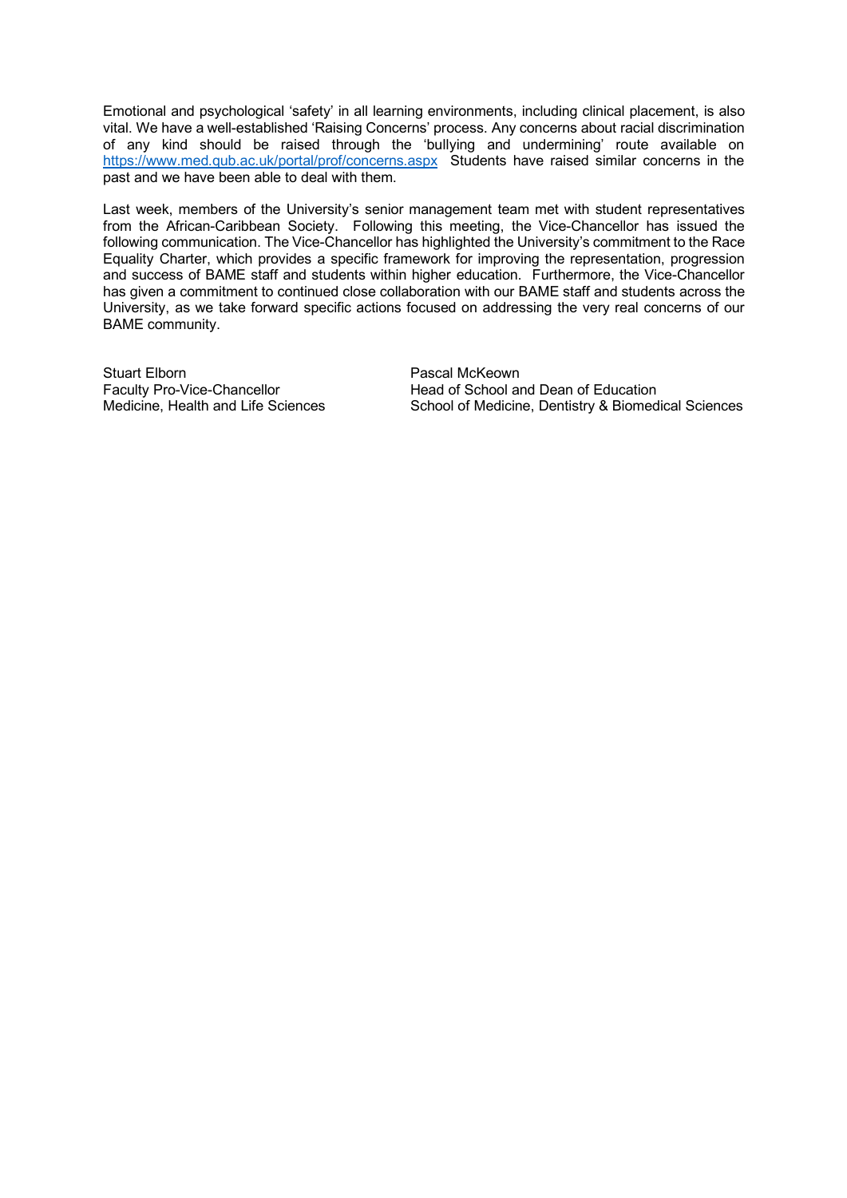Emotional and psychological 'safety' in all learning environments, including clinical placement, is also vital. We have a well-established 'Raising Concerns' process. Any concerns about racial discrimination of any kind should be raised through the 'bullying and undermining' route available on https://www.med.qub.ac.uk/portal/prof/concerns.aspx Students have raised similar concerns in the past and we have been able to deal with them.

Last week, members of the University's senior management team met with student representatives from the African-Caribbean Society. Following this meeting, the Vice-Chancellor has issued the following communication. The Vice-Chancellor has highlighted the University's commitment to the Race Equality Charter, which provides a specific framework for improving the representation, progression and success of BAME staff and students within higher education. Furthermore, the Vice-Chancellor has given a commitment to continued close collaboration with our BAME staff and students across the University, as we take forward specific actions focused on addressing the very real concerns of our BAME community.

Stuart Elborn
Faculty Pro-Vice-Chancellor
Medicine, Health and Life Sciences

Pascal McKeown
Head of School and Dean of Education
School of Medicine, Dentistry & Biomedical Sciences